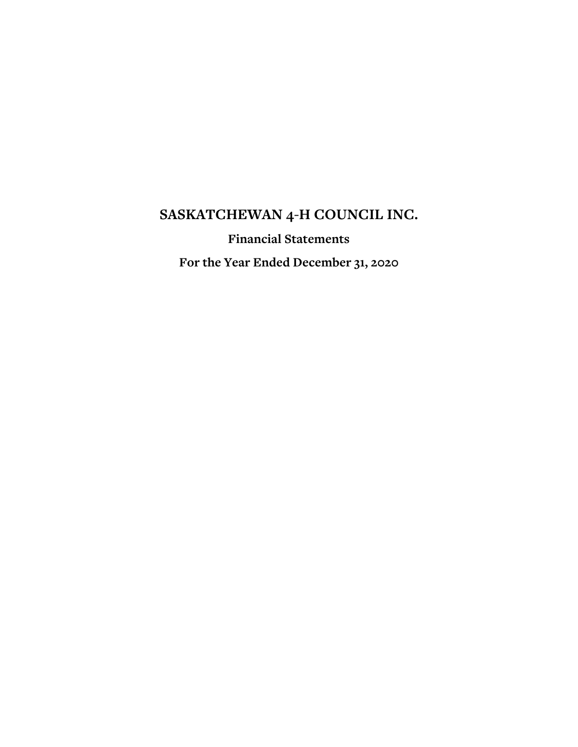# SASKATCHEWAN 4-H COUNCIL INC.

## Financial Statements

## For the Year Ended December 31, 2020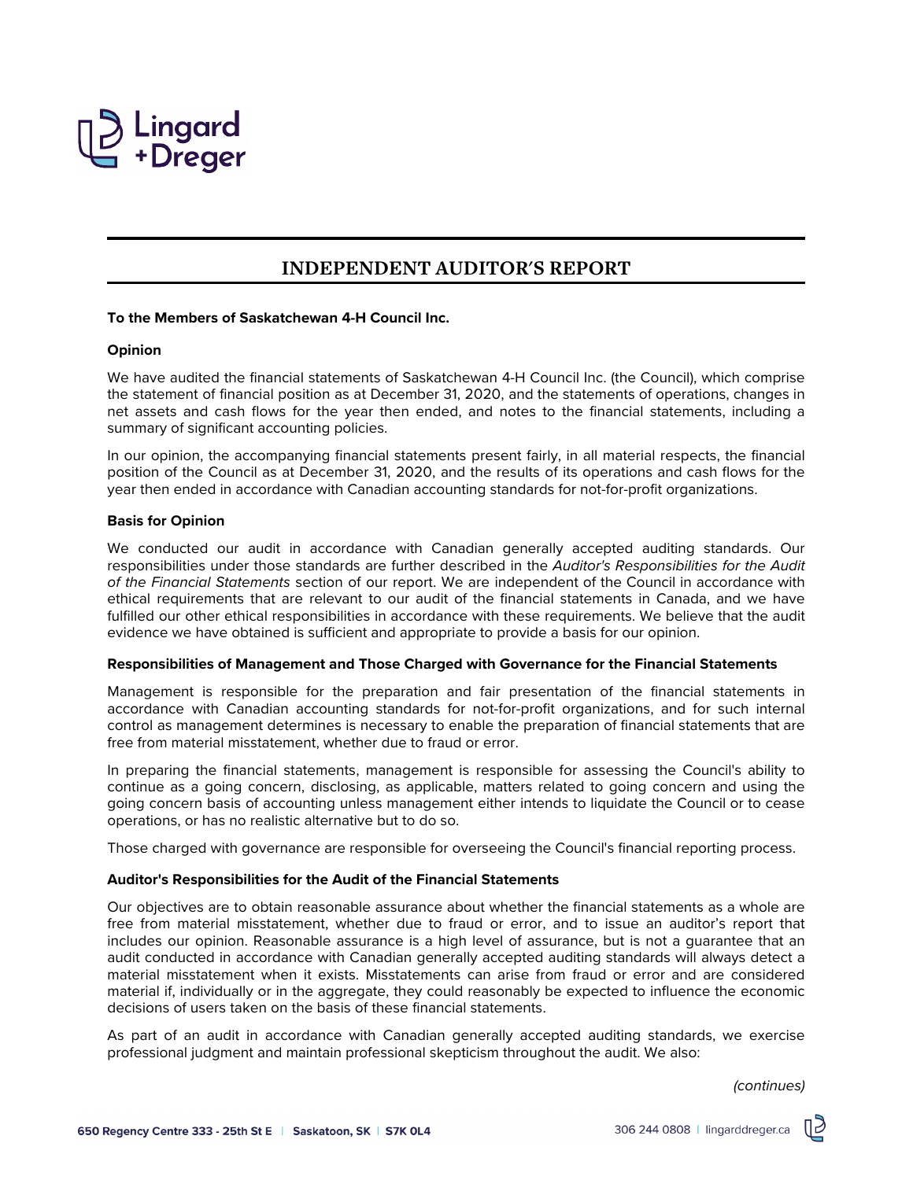# INDEPENDENT AUDITOR'S REPORT

**To the Members of Saskatchewan 4-H Council Inc.**

**Opinion**

We have audited the financial statements of Saskatchewan 4-H Council Inc. (the Council), which comprise the statement of financial position as at December 31, 2020, and the statements of operations, changes in net assets and cash flows for the year then ended, and notes to the financial statements, including a summary of significant accounting policies.

In our opinion, the accompanying financial statements present fairly, in all material respects, the financial position of the Council as at December 31, 2020, and the results of its operations and cash flows for the year then ended in accordance with Canadian accounting standards for not-for-profit organizations.

**Basis for Opinion**

We conducted our audit in accordance with Canadian generally accepted auditing standards. Our responsibilities under those standards are further described in the *Auditor's Responsibilities for the Audit of the Financial Statements* section of our report. We are independent of the Council in accordance with ethical requirements that are relevant to our audit of the financial statements in Canada, and we have fulfilled our other ethical responsibilities in accordance with these requirements. We believe that the audit evidence we have obtained is sufficient and appropriate to provide a basis for our opinion.

**Responsibilities of Management and Those Charged with Governance for the Financial Statements**

Management is responsible for the preparation and fair presentation of the financial statements in accordance with Canadian accounting standards for not-for-profit organizations, and for such internal control as management determines is necessary to enable the preparation of financial statements that are free from material misstatement, whether due to fraud or error.

In preparing the financial statements, management is responsible for assessing the Council's ability to continue as a going concern, disclosing, as applicable, matters related to going concern and using the going concern basis of accounting unless management either intends to liquidate the Council or to cease operations, or has no realistic alternative but to do so.

Those charged with governance are responsible for overseeing the Council's financial reporting process.

**Auditor's Responsibilities for the Audit of the Financial Statements**

Our objectives are to obtain reasonable assurance about whether the financial statements as a whole are free from material misstatement, whether due to fraud or error, and to issue an auditor's report that includes our opinion. Reasonable assurance is a high level of assurance, but is not a guarantee that an audit conducted in accordance with Canadian generally accepted auditing standards will always detect a material misstatement when it exists. Misstatements can arise from fraud or error and are considered material if, individually or in the aggregate, they could reasonably be expected to influence the economic decisions of users taken on the basis of these financial statements.

As part of an audit in accordance with Canadian generally accepted auditing standards, we exercise professional judgment and maintain professional skepticism throughout the audit. We also:

*(continues)*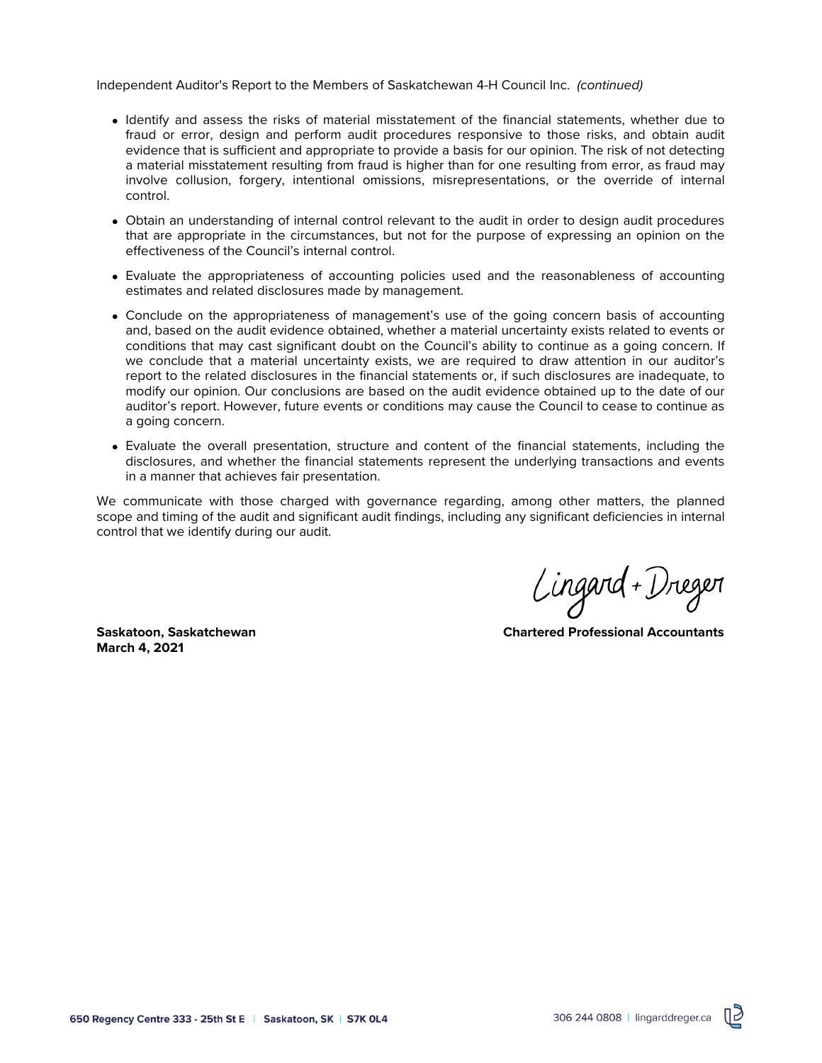Independent Auditor's Report to the Members of Saskatchewan 4-H Council Inc. *(continued)*

- Identify and assess the risks of material misstatement of the financial statements, whether due to fraud or error, design and perform audit procedures responsive to those risks, and obtain audit evidence that is sufficient and appropriate to provide a basis for our opinion. The risk of not detecting a material misstatement resulting from fraud is higher than for one resulting from error, as fraud may involve collusion, forgery, intentional omissions, misrepresentations, or the override of internal control.
- Obtain an understanding of internal control relevant to the audit in order to design audit procedures that are appropriate in the circumstances, but not for the purpose of expressing an opinion on the effectiveness of the Council's internal control.
- Evaluate the appropriateness of accounting policies used and the reasonableness of accounting estimates and related disclosures made by management.
- Conclude on the appropriateness of management's use of the going concern basis of accounting and, based on the audit evidence obtained, whether a material uncertainty exists related to events or conditions that may cast significant doubt on the Council's ability to continue as a going concern. If we conclude that a material uncertainty exists, we are required to draw attention in our auditor's report to the related disclosures in the financial statements or, if such disclosures are inadequate, to modify our opinion. Our conclusions are based on the audit evidence obtained up to the date of our auditor's report. However, future events or conditions may cause the Council to cease to continue as a going concern.
- Evaluate the overall presentation, structure and content of the financial statements, including the disclosures, and whether the financial statements represent the underlying transactions and events in a manner that achieves fair presentation.

We communicate with those charged with governance regarding, among other matters, the planned scope and timing of the audit and significant audit findings, including any significant deficiencies in internal control that we identify during our audit.

Lingard + Dreger

**Saskatoon, Saskatchewan**
**March 4, 2021**

**Chartered Professional Accountants**

650 Regency Centre 333 - 25th St E | Saskatoon, SK | S7K 0L4 306 244 0808 | lingarddreger.ca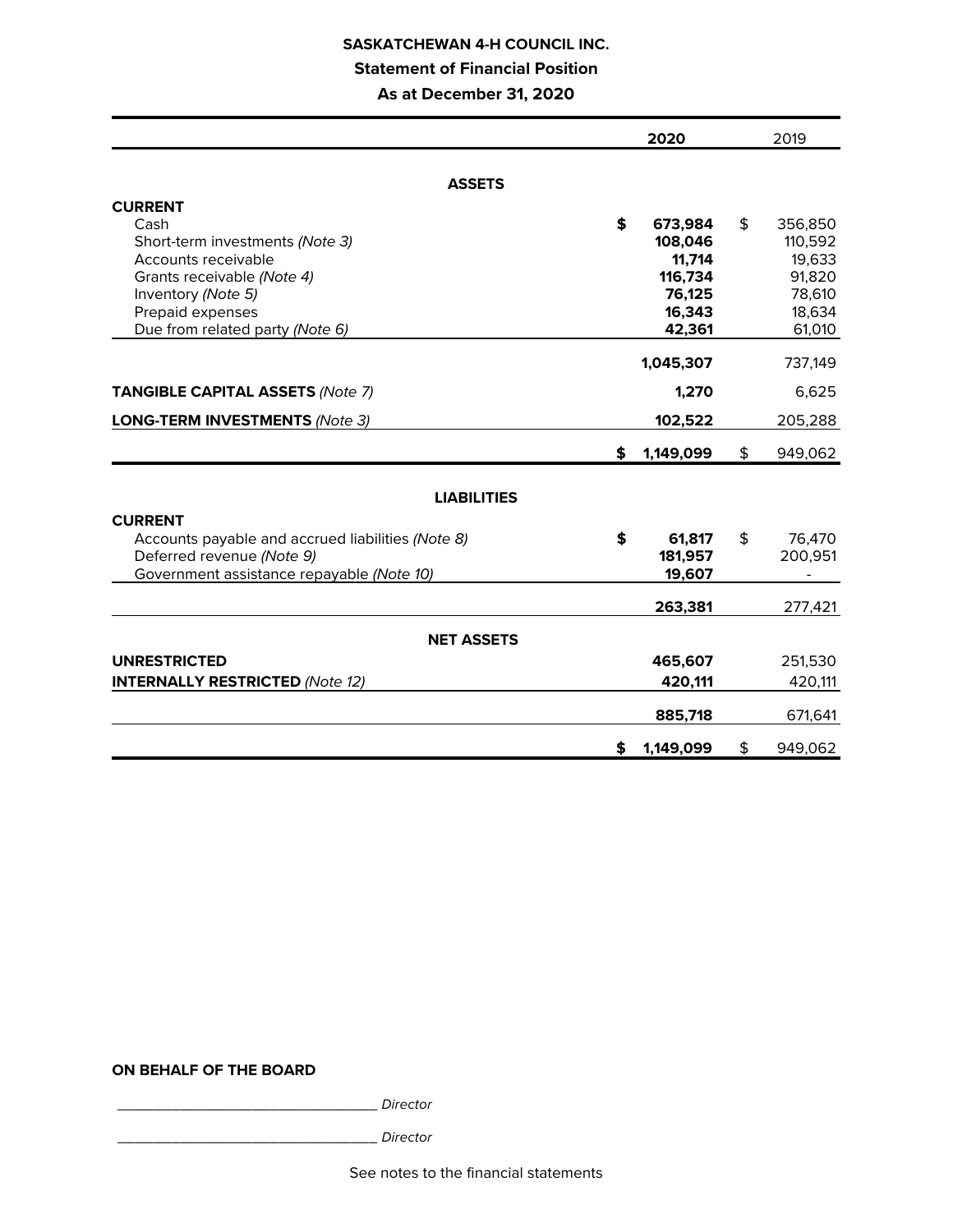# SASKATCHEWAN 4-H COUNCIL INC.

## Statement of Financial Position

### As at December 31, 2020

| | 2020 | 2019 |
|---|---|---|
| **ASSETS** | | |
| **CURRENT** | | |
| Cash | **$ 673,984** | $ 356,850 |
| Short-term investments *(Note 3)* | **108,046** | 110,592 |
| Accounts receivable | **11,714** | 19,633 |
| Grants receivable *(Note 4)* | **116,734** | 91,820 |
| Inventory *(Note 5)* | **76,125** | 78,610 |
| Prepaid expenses | **16,343** | 18,634 |
| Due from related party *(Note 6)* | **42,361** | 61,010 |
| | **1,045,307** | 737,149 |
| **TANGIBLE CAPITAL ASSETS** *(Note 7)* | **1,270** | 6,625 |
| **LONG-TERM INVESTMENTS** *(Note 3)* | **102,522** | 205,288 |
| | **$ 1,149,099** | $ 949,062 |
| **LIABILITIES** | | |
| **CURRENT** | | |
| Accounts payable and accrued liabilities *(Note 8)* | **$ 61,817** | $ 76,470 |
| Deferred revenue *(Note 9)* | **181,957** | 200,951 |
| Government assistance repayable *(Note 10)* | **19,607** | - |
| | **263,381** | 277,421 |
| **NET ASSETS** | | |
| **UNRESTRICTED** | **465,607** | 251,530 |
| **INTERNALLY RESTRICTED** *(Note 12)* | **420,111** | 420,111 |
| | **885,718** | 671,641 |
| | **$ 1,149,099** | $ 949,062 |

**ON BEHALF OF THE BOARD**

_______________________________ *Director*

_______________________________ *Director*

See notes to the financial statements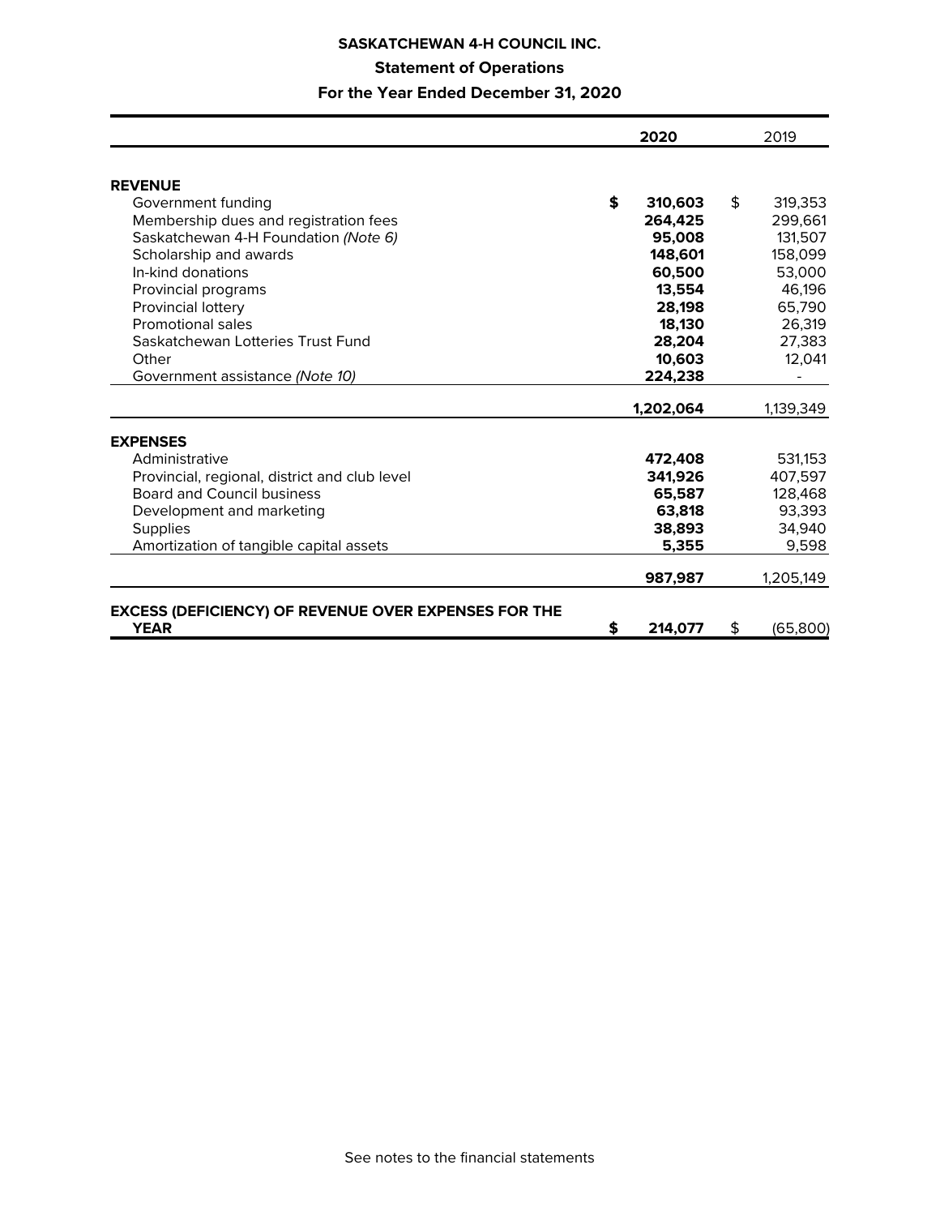**SASKATCHEWAN 4-H COUNCIL INC.**

**Statement of Operations**

**For the Year Ended December 31, 2020**

| | **2020** | 2019 |
|---|---|---|
| **REVENUE** | | |
| Government funding | **$ 310,603** | $ 319,353 |
| Membership dues and registration fees | **264,425** | 299,661 |
| Saskatchewan 4-H Foundation *(Note 6)* | **95,008** | 131,507 |
| Scholarship and awards | **148,601** | 158,099 |
| In-kind donations | **60,500** | 53,000 |
| Provincial programs | **13,554** | 46,196 |
| Provincial lottery | **28,198** | 65,790 |
| Promotional sales | **18,130** | 26,319 |
| Saskatchewan Lotteries Trust Fund | **28,204** | 27,383 |
| Other | **10,603** | 12,041 |
| Government assistance *(Note 10)* | **224,238** | - |
| | **1,202,064** | 1,139,349 |
| **EXPENSES** | | |
| Administrative | **472,408** | 531,153 |
| Provincial, regional, district and club level | **341,926** | 407,597 |
| Board and Council business | **65,587** | 128,468 |
| Development and marketing | **63,818** | 93,393 |
| Supplies | **38,893** | 34,940 |
| Amortization of tangible capital assets | **5,355** | 9,598 |
| | **987,987** | 1,205,149 |
| **EXCESS (DEFICIENCY) OF REVENUE OVER EXPENSES FOR THE YEAR** | **$ 214,077** | $ (65,800) |

See notes to the financial statements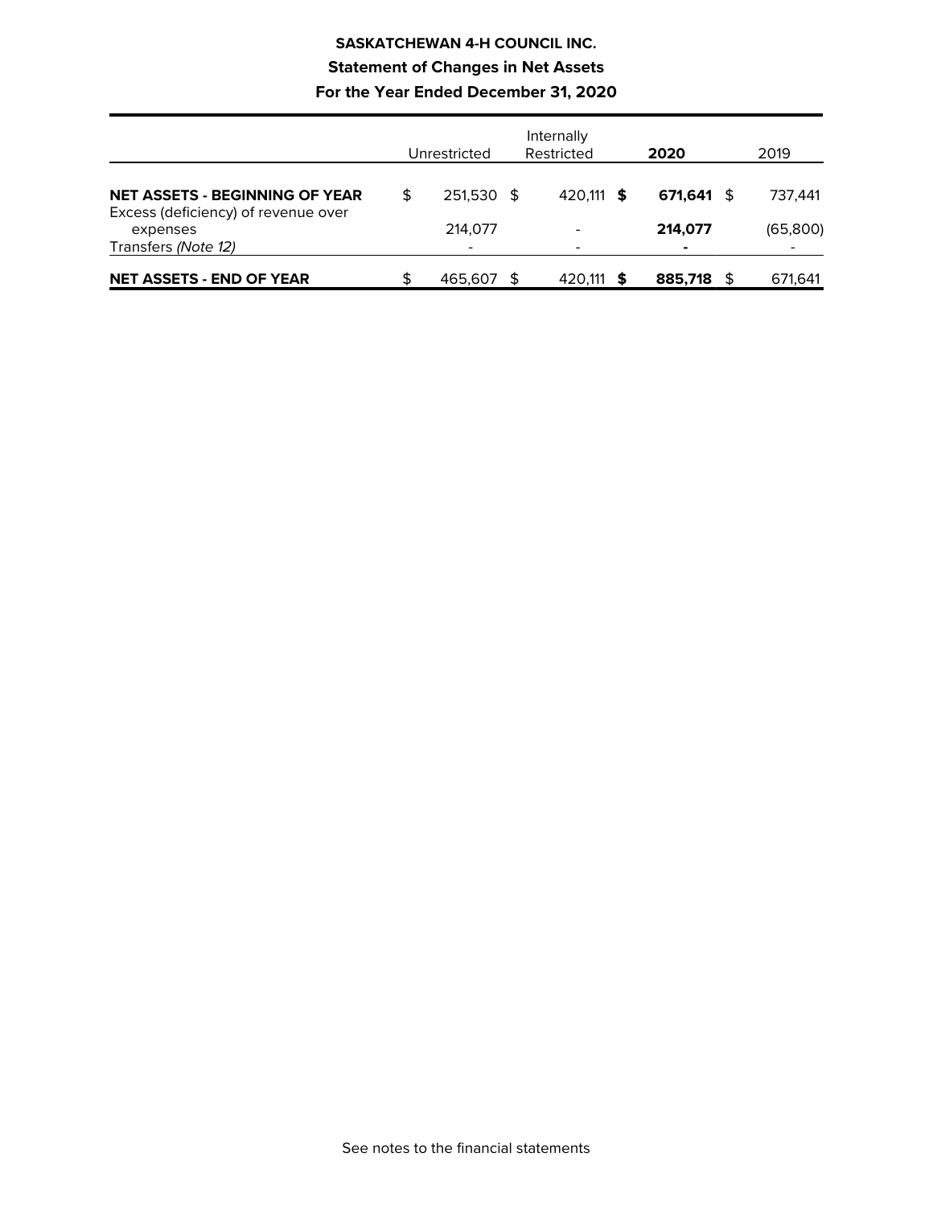# SASKATCHEWAN 4-H COUNCIL INC.

## Statement of Changes in Net Assets

### For the Year Ended December 31, 2020

| | Unrestricted | Internally Restricted | **2020** | 2019 |
|---|---|---|---|---|
| **NET ASSETS - BEGINNING OF YEAR** | $ 251,530 | $ 420,111 | **$ 671,641** | $ 737,441 |
| Excess (deficiency) of revenue over expenses | 214,077 | - | **214,077** | (65,800) |
| Transfers *(Note 12)* | - | - | **-** | - |
| **NET ASSETS - END OF YEAR** | $ 465,607 | $ 420,111 | **$ 885,718** | $ 671,641 |

See notes to the financial statements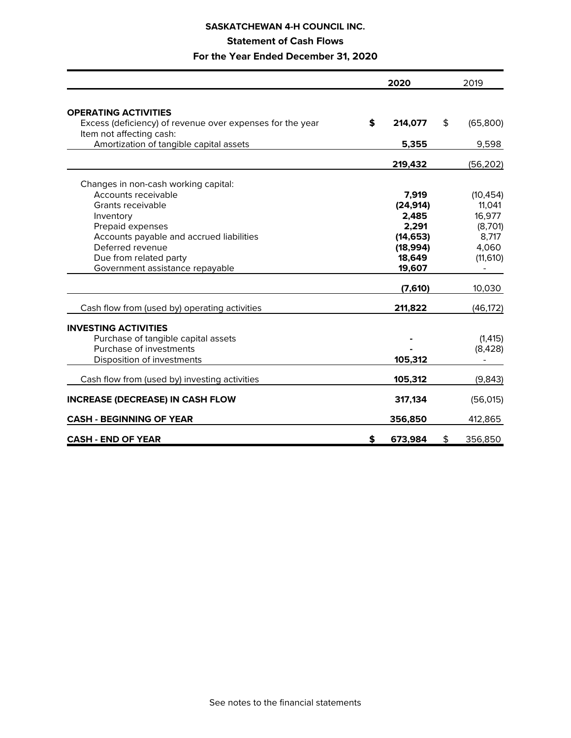**SASKATCHEWAN 4-H COUNCIL INC.**

**Statement of Cash Flows**

**For the Year Ended December 31, 2020**

| | 2020 | 2019 |
|---|---|---|
| **OPERATING ACTIVITIES** | | |
| Excess (deficiency) of revenue over expenses for the year | $ 214,077 | $ (65,800) |
| Item not affecting cash: | | |
| Amortization of tangible capital assets | 5,355 | 9,598 |
| | 219,432 | (56,202) |
| Changes in non-cash working capital: | | |
| Accounts receivable | 7,919 | (10,454) |
| Grants receivable | (24,914) | 11,041 |
| Inventory | 2,485 | 16,977 |
| Prepaid expenses | 2,291 | (8,701) |
| Accounts payable and accrued liabilities | (14,653) | 8,717 |
| Deferred revenue | (18,994) | 4,060 |
| Due from related party | 18,649 | (11,610) |
| Government assistance repayable | 19,607 | - |
| | (7,610) | 10,030 |
| Cash flow from (used by) operating activities | 211,822 | (46,172) |
| **INVESTING ACTIVITIES** | | |
| Purchase of tangible capital assets | - | (1,415) |
| Purchase of investments | - | (8,428) |
| Disposition of investments | 105,312 | - |
| Cash flow from (used by) investing activities | 105,312 | (9,843) |
| **INCREASE (DECREASE) IN CASH FLOW** | 317,134 | (56,015) |
| **CASH - BEGINNING OF YEAR** | 356,850 | 412,865 |
| **CASH - END OF YEAR** | $ 673,984 | $ 356,850 |

See notes to the financial statements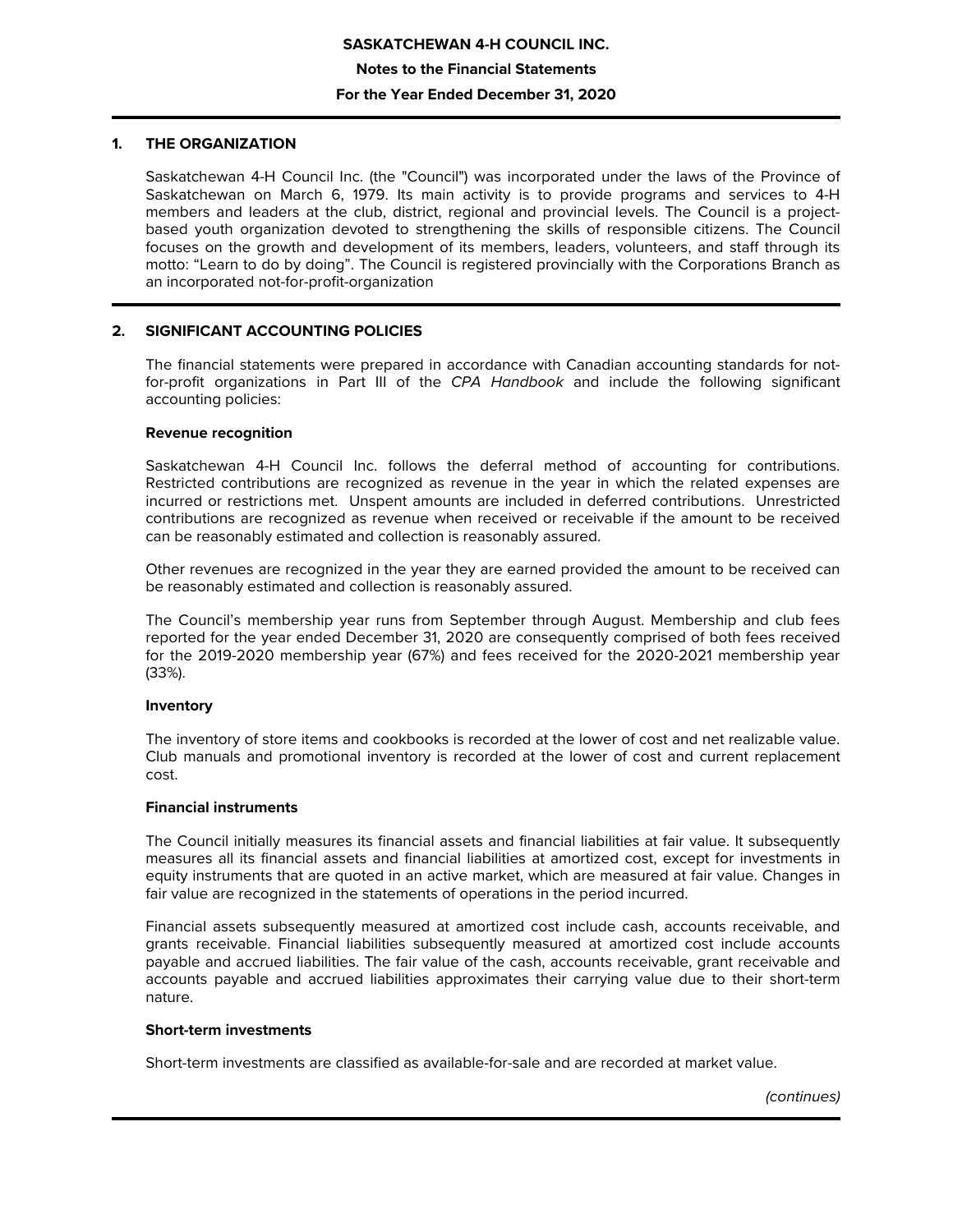# SASKATCHEWAN 4-H COUNCIL INC.

## Notes to the Financial Statements

## For the Year Ended December 31, 2020

### 1. THE ORGANIZATION

Saskatchewan 4-H Council Inc. (the "Council") was incorporated under the laws of the Province of Saskatchewan on March 6, 1979. Its main activity is to provide programs and services to 4-H members and leaders at the club, district, regional and provincial levels. The Council is a project-based youth organization devoted to strengthening the skills of responsible citizens. The Council focuses on the growth and development of its members, leaders, volunteers, and staff through its motto: “Learn to do by doing”. The Council is registered provincially with the Corporations Branch as an incorporated not-for-profit-organization

### 2. SIGNIFICANT ACCOUNTING POLICIES

The financial statements were prepared in accordance with Canadian accounting standards for not-for-profit organizations in Part III of the *CPA Handbook* and include the following significant accounting policies:

**Revenue recognition**

Saskatchewan 4-H Council Inc. follows the deferral method of accounting for contributions. Restricted contributions are recognized as revenue in the year in which the related expenses are incurred or restrictions met. Unspent amounts are included in deferred contributions. Unrestricted contributions are recognized as revenue when received or receivable if the amount to be received can be reasonably estimated and collection is reasonably assured.

Other revenues are recognized in the year they are earned provided the amount to be received can be reasonably estimated and collection is reasonably assured.

The Council’s membership year runs from September through August. Membership and club fees reported for the year ended December 31, 2020 are consequently comprised of both fees received for the 2019-2020 membership year (67%) and fees received for the 2020-2021 membership year (33%).

**Inventory**

The inventory of store items and cookbooks is recorded at the lower of cost and net realizable value. Club manuals and promotional inventory is recorded at the lower of cost and current replacement cost.

**Financial instruments**

The Council initially measures its financial assets and financial liabilities at fair value. It subsequently measures all its financial assets and financial liabilities at amortized cost, except for investments in equity instruments that are quoted in an active market, which are measured at fair value. Changes in fair value are recognized in the statements of operations in the period incurred.

Financial assets subsequently measured at amortized cost include cash, accounts receivable, and grants receivable. Financial liabilities subsequently measured at amortized cost include accounts payable and accrued liabilities. The fair value of the cash, accounts receivable, grant receivable and accounts payable and accrued liabilities approximates their carrying value due to their short-term nature.

**Short-term investments**

Short-term investments are classified as available-for-sale and are recorded at market value.

*(continues)*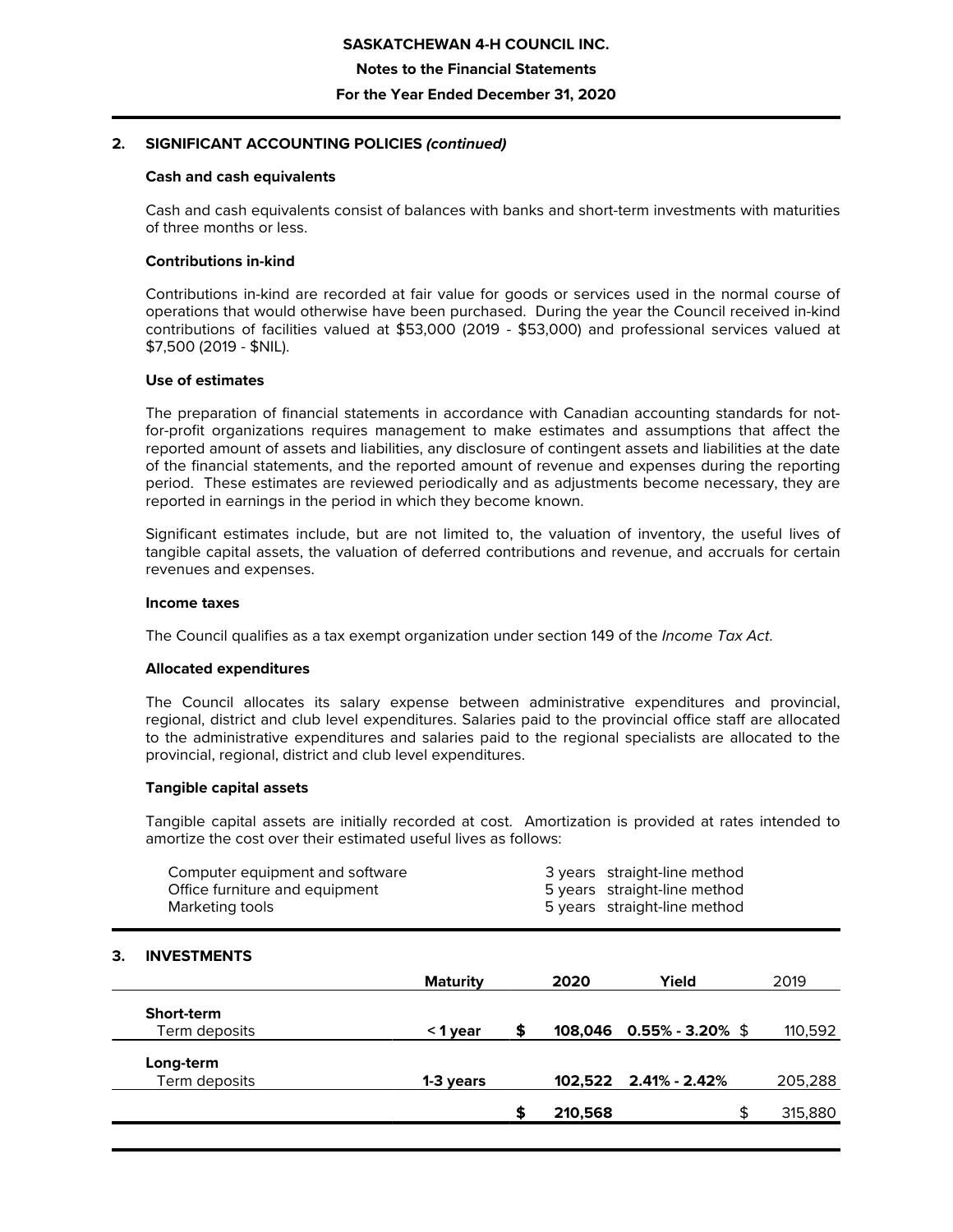## 2. SIGNIFICANT ACCOUNTING POLICIES *(continued)*

### Cash and cash equivalents

Cash and cash equivalents consist of balances with banks and short-term investments with maturities of three months or less.

### Contributions in-kind

Contributions in-kind are recorded at fair value for goods or services used in the normal course of operations that would otherwise have been purchased. During the year the Council received in-kind contributions of facilities valued at $53,000 (2019 - $53,000) and professional services valued at $7,500 (2019 - $NIL).

### Use of estimates

The preparation of financial statements in accordance with Canadian accounting standards for not-for-profit organizations requires management to make estimates and assumptions that affect the reported amount of assets and liabilities, any disclosure of contingent assets and liabilities at the date of the financial statements, and the reported amount of revenue and expenses during the reporting period. These estimates are reviewed periodically and as adjustments become necessary, they are reported in earnings in the period in which they become known.

Significant estimates include, but are not limited to, the valuation of inventory, the useful lives of tangible capital assets, the valuation of deferred contributions and revenue, and accruals for certain revenues and expenses.

### Income taxes

The Council qualifies as a tax exempt organization under section 149 of the *Income Tax Act*.

### Allocated expenditures

The Council allocates its salary expense between administrative expenditures and provincial, regional, district and club level expenditures. Salaries paid to the provincial office staff are allocated to the administrative expenditures and salaries paid to the regional specialists are allocated to the provincial, regional, district and club level expenditures.

### Tangible capital assets

Tangible capital assets are initially recorded at cost. Amortization is provided at rates intended to amortize the cost over their estimated useful lives as follows:

| | |
|---|---|
| Computer equipment and software | 3 years straight-line method |
| Office furniture and equipment | 5 years straight-line method |
| Marketing tools | 5 years straight-line method |

## 3. INVESTMENTS

| | **Maturity** | **2020** | **Yield** | 2019 |
|---|---|---|---|---|
| **Short-term** | | | | |
| Term deposits | **< 1 year** | **$ 108,046** | **0.55% - 3.20%** | $ 110,592 |
| **Long-term** | | | | |
| Term deposits | **1-3 years** | **102,522** | **2.41% - 2.42%** | 205,288 |
| | | **$ 210,568** | | $ 315,880 |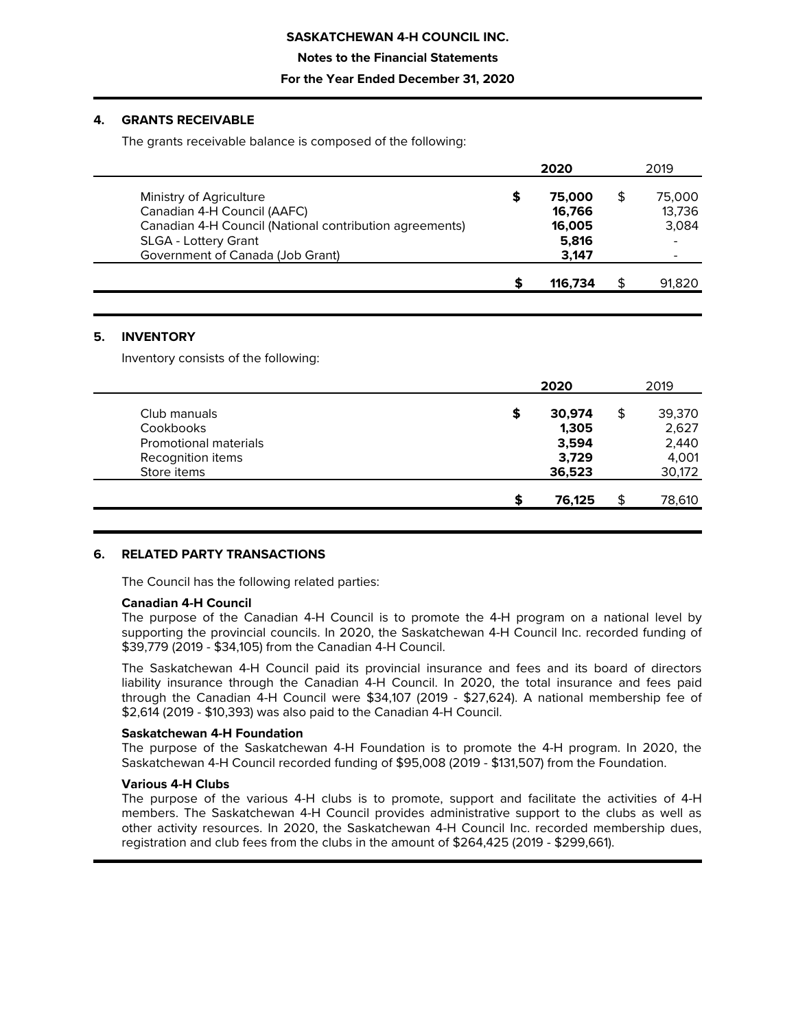## 4. GRANTS RECEIVABLE

The grants receivable balance is composed of the following:

| | 2020 | 2019 |
|---|---|---|
| Ministry of Agriculture | $ 75,000 | $ 75,000 |
| Canadian 4-H Council (AAFC) | 16,766 | 13,736 |
| Canadian 4-H Council (National contribution agreements) | 16,005 | 3,084 |
| SLGA - Lottery Grant | 5,816 | - |
| Government of Canada (Job Grant) | 3,147 | - |
| | $ 116,734 | $ 91,820 |

## 5. INVENTORY

Inventory consists of the following:

| | 2020 | 2019 |
|---|---|---|
| Club manuals | $ 30,974 | $ 39,370 |
| Cookbooks | 1,305 | 2,627 |
| Promotional materials | 3,594 | 2,440 |
| Recognition items | 3,729 | 4,001 |
| Store items | 36,523 | 30,172 |
| | $ 76,125 | $ 78,610 |

## 6. RELATED PARTY TRANSACTIONS

The Council has the following related parties:

**Canadian 4-H Council**

The purpose of the Canadian 4-H Council is to promote the 4-H program on a national level by supporting the provincial councils. In 2020, the Saskatchewan 4-H Council Inc. recorded funding of $39,779 (2019 - $34,105) from the Canadian 4-H Council.

The Saskatchewan 4-H Council paid its provincial insurance and fees and its board of directors liability insurance through the Canadian 4-H Council. In 2020, the total insurance and fees paid through the Canadian 4-H Council were $34,107 (2019 - $27,624). A national membership fee of $2,614 (2019 - $10,393) was also paid to the Canadian 4-H Council.

**Saskatchewan 4-H Foundation**

The purpose of the Saskatchewan 4-H Foundation is to promote the 4-H program. In 2020, the Saskatchewan 4-H Council recorded funding of $95,008 (2019 - $131,507) from the Foundation.

**Various 4-H Clubs**

The purpose of the various 4-H clubs is to promote, support and facilitate the activities of 4-H members. The Saskatchewan 4-H Council provides administrative support to the clubs as well as other activity resources. In 2020, the Saskatchewan 4-H Council Inc. recorded membership dues, registration and club fees from the clubs in the amount of $264,425 (2019 - $299,661).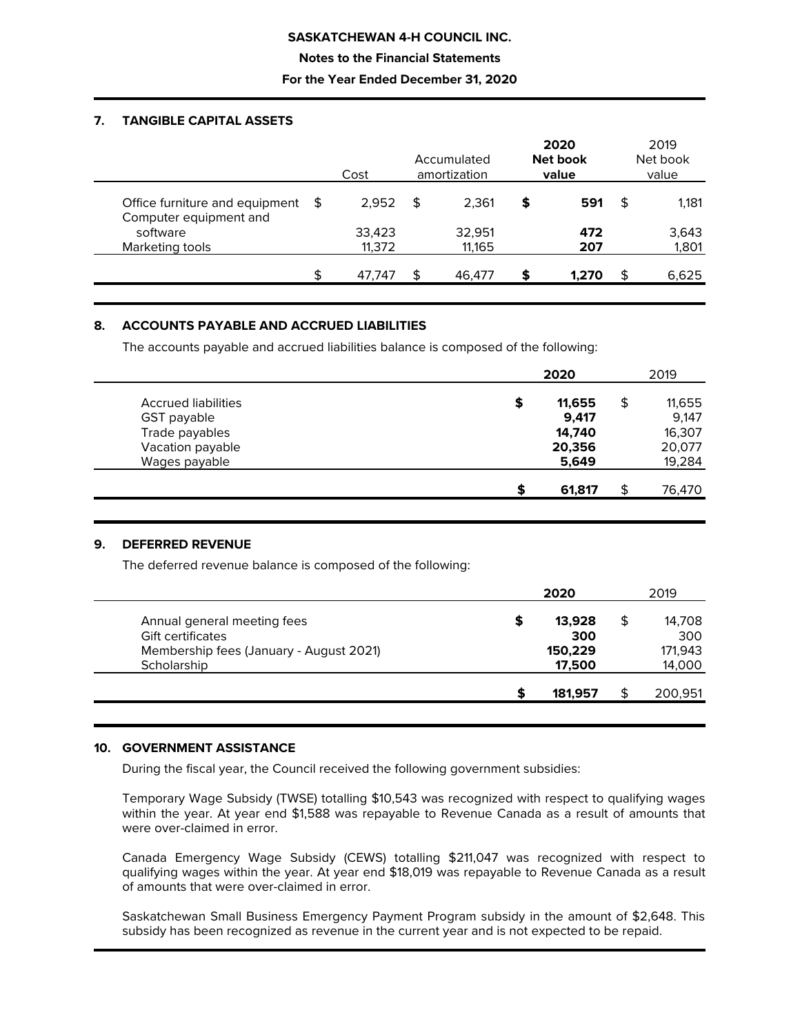SASKATCHEWAN 4-H COUNCIL INC.

Notes to the Financial Statements

For the Year Ended December 31, 2020

## 7. TANGIBLE CAPITAL ASSETS

| | Cost | Accumulated amortization | 2020 Net book value | 2019 Net book value |
|---|---|---|---|---|
| Office furniture and equipment | $ 2,952 | $ 2,361 | **$ 591** | $ 1,181 |
| Computer equipment and software | 33,423 | 32,951 | **472** | 3,643 |
| Marketing tools | 11,372 | 11,165 | **207** | 1,801 |
| | $ 47,747 | $ 46,477 | **$ 1,270** | $ 6,625 |

## 8. ACCOUNTS PAYABLE AND ACCRUED LIABILITIES

The accounts payable and accrued liabilities balance is composed of the following:

| | 2020 | 2019 |
|---|---|---|
| Accrued liabilities | **$ 11,655** | $ 11,655 |
| GST payable | **9,417** | 9,147 |
| Trade payables | **14,740** | 16,307 |
| Vacation payable | **20,356** | 20,077 |
| Wages payable | **5,649** | 19,284 |
| | **$ 61,817** | $ 76,470 |

## 9. DEFERRED REVENUE

The deferred revenue balance is composed of the following:

| | 2020 | 2019 |
|---|---|---|
| Annual general meeting fees | **$ 13,928** | $ 14,708 |
| Gift certificates | **300** | 300 |
| Membership fees (January - August 2021) | **150,229** | 171,943 |
| Scholarship | **17,500** | 14,000 |
| | **$ 181,957** | $ 200,951 |

## 10. GOVERNMENT ASSISTANCE

During the fiscal year, the Council received the following government subsidies:

Temporary Wage Subsidy (TWSE) totalling $10,543 was recognized with respect to qualifying wages within the year. At year end $1,588 was repayable to Revenue Canada as a result of amounts that were over-claimed in error.

Canada Emergency Wage Subsidy (CEWS) totalling $211,047 was recognized with respect to qualifying wages within the year. At year end $18,019 was repayable to Revenue Canada as a result of amounts that were over-claimed in error.

Saskatchewan Small Business Emergency Payment Program subsidy in the amount of $2,648. This subsidy has been recognized as revenue in the current year and is not expected to be repaid.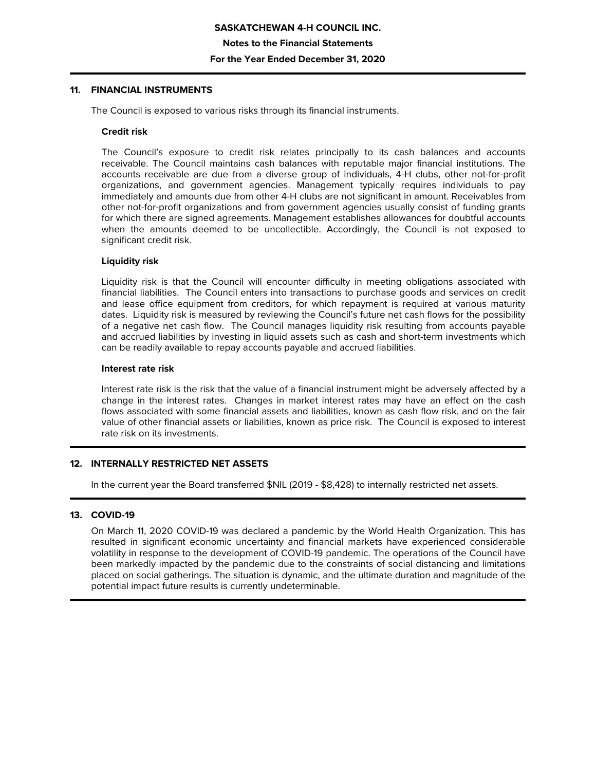## 11. FINANCIAL INSTRUMENTS

The Council is exposed to various risks through its financial instruments.

### Credit risk

The Council's exposure to credit risk relates principally to its cash balances and accounts receivable. The Council maintains cash balances with reputable major financial institutions. The accounts receivable are due from a diverse group of individuals, 4-H clubs, other not-for-profit organizations, and government agencies. Management typically requires individuals to pay immediately and amounts due from other 4-H clubs are not significant in amount. Receivables from other not-for-profit organizations and from government agencies usually consist of funding grants for which there are signed agreements. Management establishes allowances for doubtful accounts when the amounts deemed to be uncollectible. Accordingly, the Council is not exposed to significant credit risk.

### Liquidity risk

Liquidity risk is that the Council will encounter difficulty in meeting obligations associated with financial liabilities. The Council enters into transactions to purchase goods and services on credit and lease office equipment from creditors, for which repayment is required at various maturity dates. Liquidity risk is measured by reviewing the Council's future net cash flows for the possibility of a negative net cash flow. The Council manages liquidity risk resulting from accounts payable and accrued liabilities by investing in liquid assets such as cash and short-term investments which can be readily available to repay accounts payable and accrued liabilities.

### Interest rate risk

Interest rate risk is the risk that the value of a financial instrument might be adversely affected by a change in the interest rates. Changes in market interest rates may have an effect on the cash flows associated with some financial assets and liabilities, known as cash flow risk, and on the fair value of other financial assets or liabilities, known as price risk. The Council is exposed to interest rate risk on its investments.

## 12. INTERNALLY RESTRICTED NET ASSETS

In the current year the Board transferred $NIL (2019 - $8,428) to internally restricted net assets.

## 13. COVID-19

On March 11, 2020 COVID-19 was declared a pandemic by the World Health Organization. This has resulted in significant economic uncertainty and financial markets have experienced considerable volatility in response to the development of COVID-19 pandemic. The operations of the Council have been markedly impacted by the pandemic due to the constraints of social distancing and limitations placed on social gatherings. The situation is dynamic, and the ultimate duration and magnitude of the potential impact future results is currently undeterminable.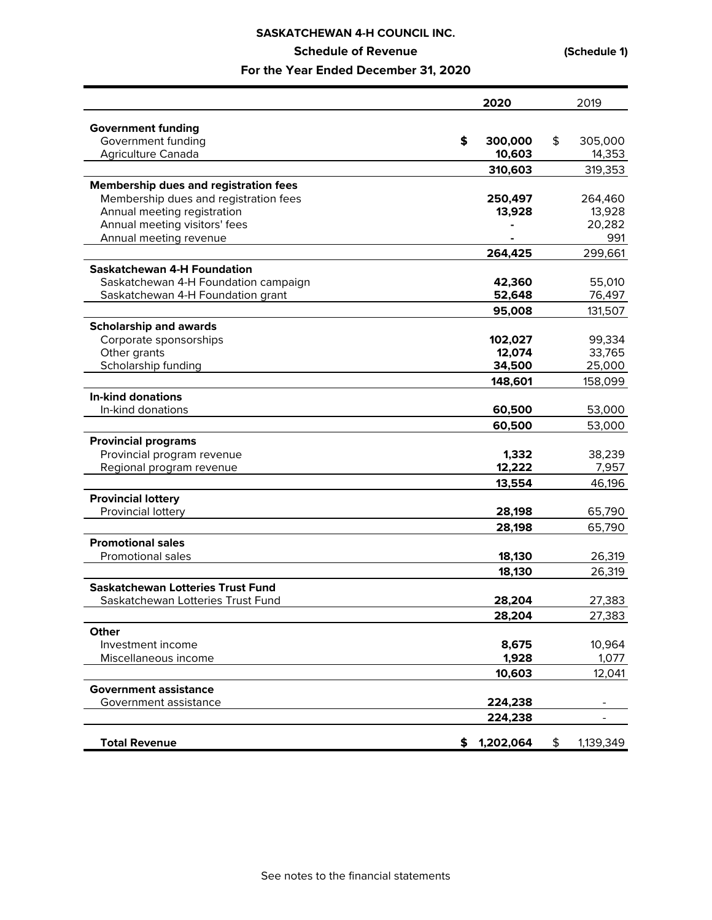**SASKATCHEWAN 4-H COUNCIL INC.**

**Schedule of Revenue**

**(Schedule 1)**

**For the Year Ended December 31, 2020**

| | 2020 | 2019 |
|---|---|---|
| **Government funding** | | |
| Government funding | $ 300,000 | $ 305,000 |
| Agriculture Canada | 10,603 | 14,353 |
| | 310,603 | 319,353 |
| **Membership dues and registration fees** | | |
| Membership dues and registration fees | 250,497 | 264,460 |
| Annual meeting registration | 13,928 | 13,928 |
| Annual meeting visitors' fees | - | 20,282 |
| Annual meeting revenue | - | 991 |
| | 264,425 | 299,661 |
| **Saskatchewan 4-H Foundation** | | |
| Saskatchewan 4-H Foundation campaign | 42,360 | 55,010 |
| Saskatchewan 4-H Foundation grant | 52,648 | 76,497 |
| | 95,008 | 131,507 |
| **Scholarship and awards** | | |
| Corporate sponsorships | 102,027 | 99,334 |
| Other grants | 12,074 | 33,765 |
| Scholarship funding | 34,500 | 25,000 |
| | 148,601 | 158,099 |
| **In-kind donations** | | |
| In-kind donations | 60,500 | 53,000 |
| | 60,500 | 53,000 |
| **Provincial programs** | | |
| Provincial program revenue | 1,332 | 38,239 |
| Regional program revenue | 12,222 | 7,957 |
| | 13,554 | 46,196 |
| **Provincial lottery** | | |
| Provincial lottery | 28,198 | 65,790 |
| | 28,198 | 65,790 |
| **Promotional sales** | | |
| Promotional sales | 18,130 | 26,319 |
| | 18,130 | 26,319 |
| **Saskatchewan Lotteries Trust Fund** | | |
| Saskatchewan Lotteries Trust Fund | 28,204 | 27,383 |
| | 28,204 | 27,383 |
| **Other** | | |
| Investment income | 8,675 | 10,964 |
| Miscellaneous income | 1,928 | 1,077 |
| | 10,603 | 12,041 |
| **Government assistance** | | |
| Government assistance | 224,238 | - |
| | 224,238 | - |
| **Total Revenue** | $ 1,202,064 | $ 1,139,349 |

See notes to the financial statements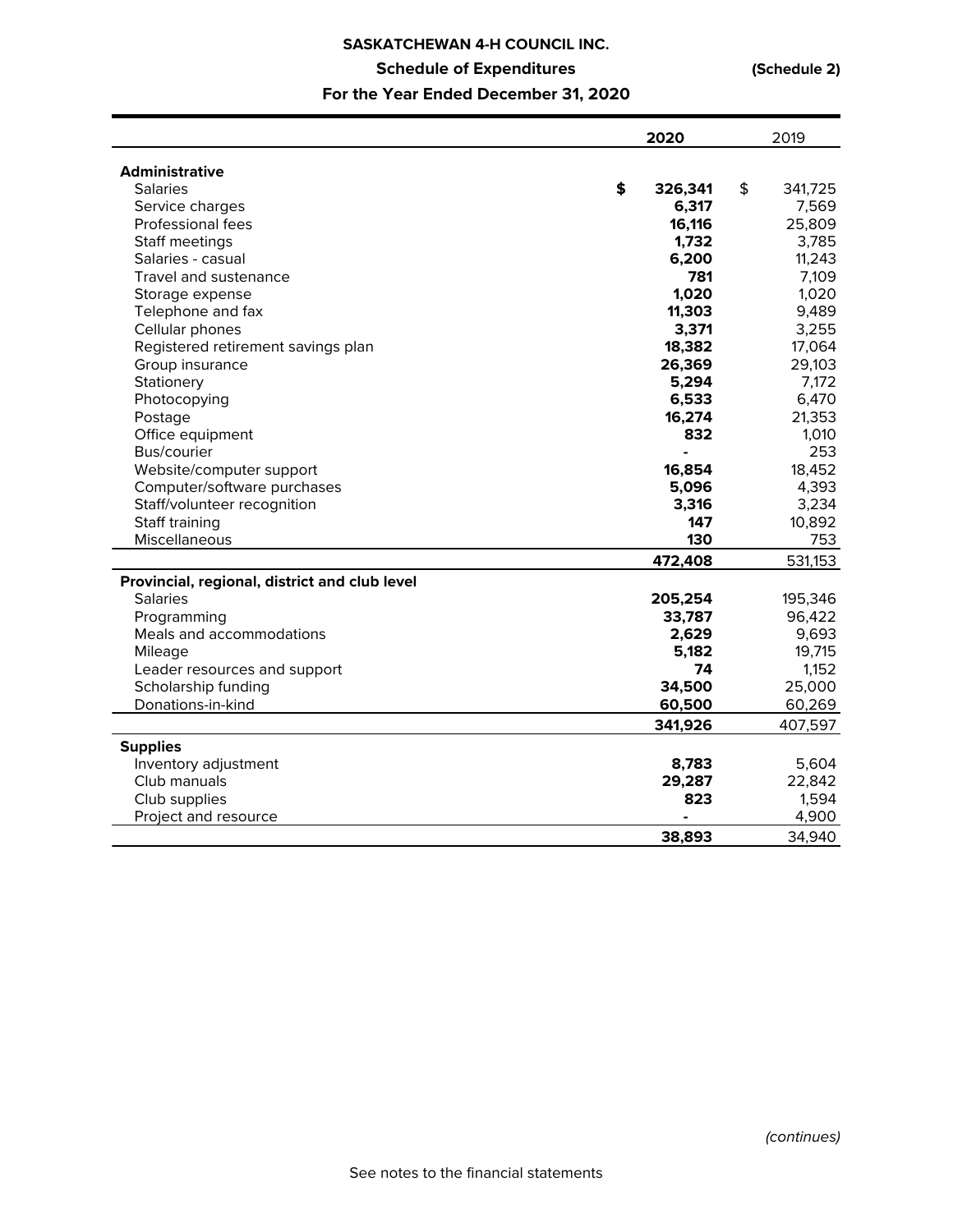**SASKATCHEWAN 4-H COUNCIL INC.**

**Schedule of Expenditures** **(Schedule 2)**

**For the Year Ended December 31, 2020**

| | 2020 | 2019 |
|---|---|---|
| **Administrative** | | |
| Salaries | $ 326,341 | $ 341,725 |
| Service charges | 6,317 | 7,569 |
| Professional fees | 16,116 | 25,809 |
| Staff meetings | 1,732 | 3,785 |
| Salaries - casual | 6,200 | 11,243 |
| Travel and sustenance | 781 | 7,109 |
| Storage expense | 1,020 | 1,020 |
| Telephone and fax | 11,303 | 9,489 |
| Cellular phones | 3,371 | 3,255 |
| Registered retirement savings plan | 18,382 | 17,064 |
| Group insurance | 26,369 | 29,103 |
| Stationery | 5,294 | 7,172 |
| Photocopying | 6,533 | 6,470 |
| Postage | 16,274 | 21,353 |
| Office equipment | 832 | 1,010 |
| Bus/courier | - | 253 |
| Website/computer support | 16,854 | 18,452 |
| Computer/software purchases | 5,096 | 4,393 |
| Staff/volunteer recognition | 3,316 | 3,234 |
| Staff training | 147 | 10,892 |
| Miscellaneous | 130 | 753 |
| | 472,408 | 531,153 |
| **Provincial, regional, district and club level** | | |
| Salaries | 205,254 | 195,346 |
| Programming | 33,787 | 96,422 |
| Meals and accommodations | 2,629 | 9,693 |
| Mileage | 5,182 | 19,715 |
| Leader resources and support | 74 | 1,152 |
| Scholarship funding | 34,500 | 25,000 |
| Donations-in-kind | 60,500 | 60,269 |
| | 341,926 | 407,597 |
| **Supplies** | | |
| Inventory adjustment | 8,783 | 5,604 |
| Club manuals | 29,287 | 22,842 |
| Club supplies | 823 | 1,594 |
| Project and resource | - | 4,900 |
| | 38,893 | 34,940 |

*(continues)*

See notes to the financial statements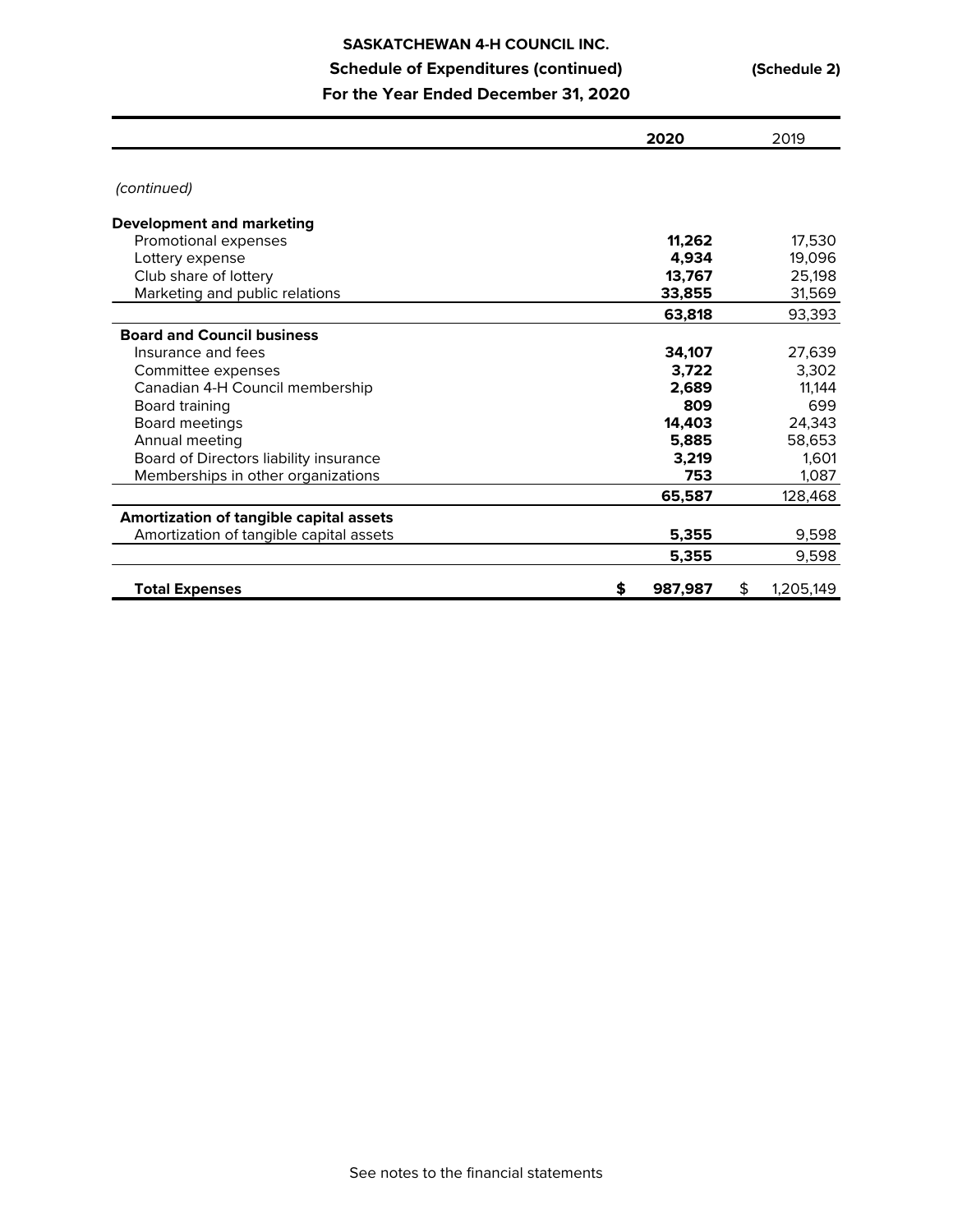**SASKATCHEWAN 4-H COUNCIL INC.**

**Schedule of Expenditures (continued)** **(Schedule 2)**

**For the Year Ended December 31, 2020**

| | **2020** | 2019 |
|---|---|---|
| *(continued)* | | |
| **Development and marketing** | | |
| Promotional expenses | **11,262** | 17,530 |
| Lottery expense | **4,934** | 19,096 |
| Club share of lottery | **13,767** | 25,198 |
| Marketing and public relations | **33,855** | 31,569 |
| | **63,818** | 93,393 |
| **Board and Council business** | | |
| Insurance and fees | **34,107** | 27,639 |
| Committee expenses | **3,722** | 3,302 |
| Canadian 4-H Council membership | **2,689** | 11,144 |
| Board training | **809** | 699 |
| Board meetings | **14,403** | 24,343 |
| Annual meeting | **5,885** | 58,653 |
| Board of Directors liability insurance | **3,219** | 1,601 |
| Memberships in other organizations | **753** | 1,087 |
| | **65,587** | 128,468 |
| **Amortization of tangible capital assets** | | |
| Amortization of tangible capital assets | **5,355** | 9,598 |
| | **5,355** | 9,598 |
| **Total Expenses** | **$ 987,987** | $ 1,205,149 |

See notes to the financial statements